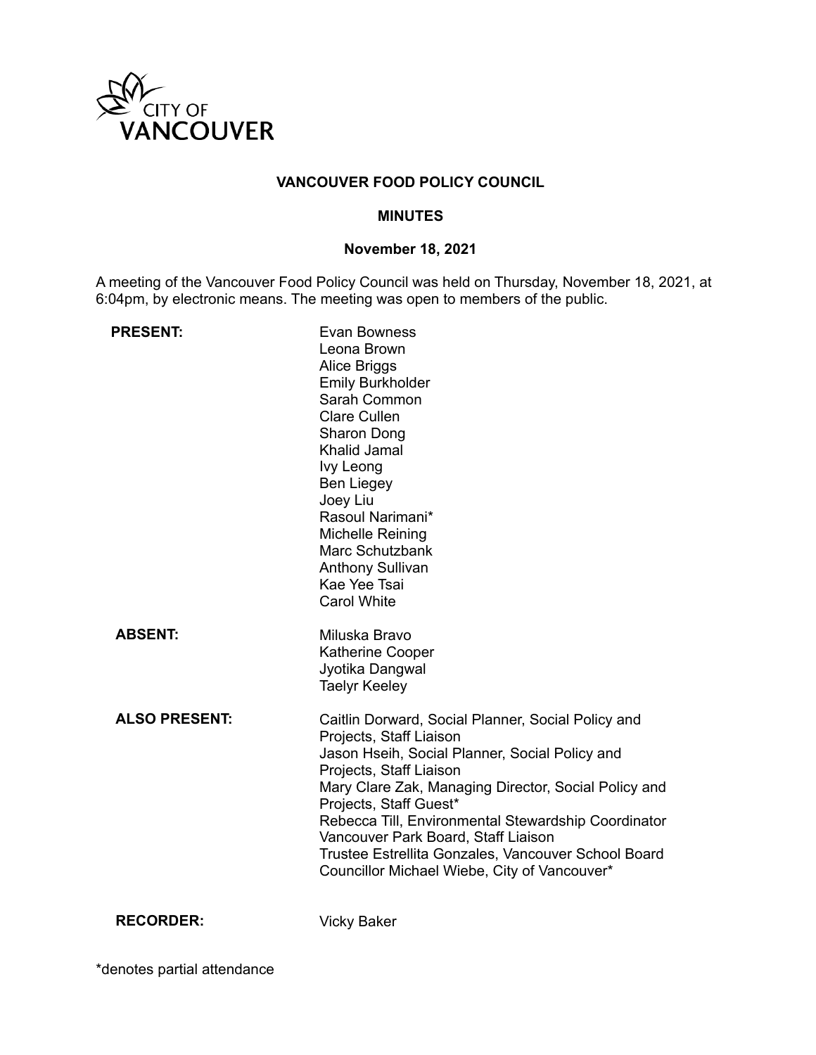CITY OF VANCOUVER

# VANCOUVER FOOD POLICY COUNCIL

## MINUTES

### November 18, 2021

A meeting of the Vancouver Food Policy Council was held on Thursday, November 18, 2021, at 6:04pm, by electronic means. The meeting was open to members of the public.

**PRESENT:**

Evan Bowness
Leona Brown
Alice Briggs
Emily Burkholder
Sarah Common
Clare Cullen
Sharon Dong
Khalid Jamal
Ivy Leong
Ben Liegey
Joey Liu
Rasoul Narimani*
Michelle Reining
Marc Schutzbank
Anthony Sullivan
Kae Yee Tsai
Carol White

**ABSENT:**

Miluska Bravo
Katherine Cooper
Jyotika Dangwal
Taelyr Keeley

**ALSO PRESENT:**

Caitlin Dorward, Social Planner, Social Policy and Projects, Staff Liaison
Jason Hseih, Social Planner, Social Policy and Projects, Staff Liaison
Mary Clare Zak, Managing Director, Social Policy and Projects, Staff Guest*
Rebecca Till, Environmental Stewardship Coordinator Vancouver Park Board, Staff Liaison
Trustee Estrellita Gonzales, Vancouver School Board
Councillor Michael Wiebe, City of Vancouver*

**RECORDER:**

Vicky Baker

*denotes partial attendance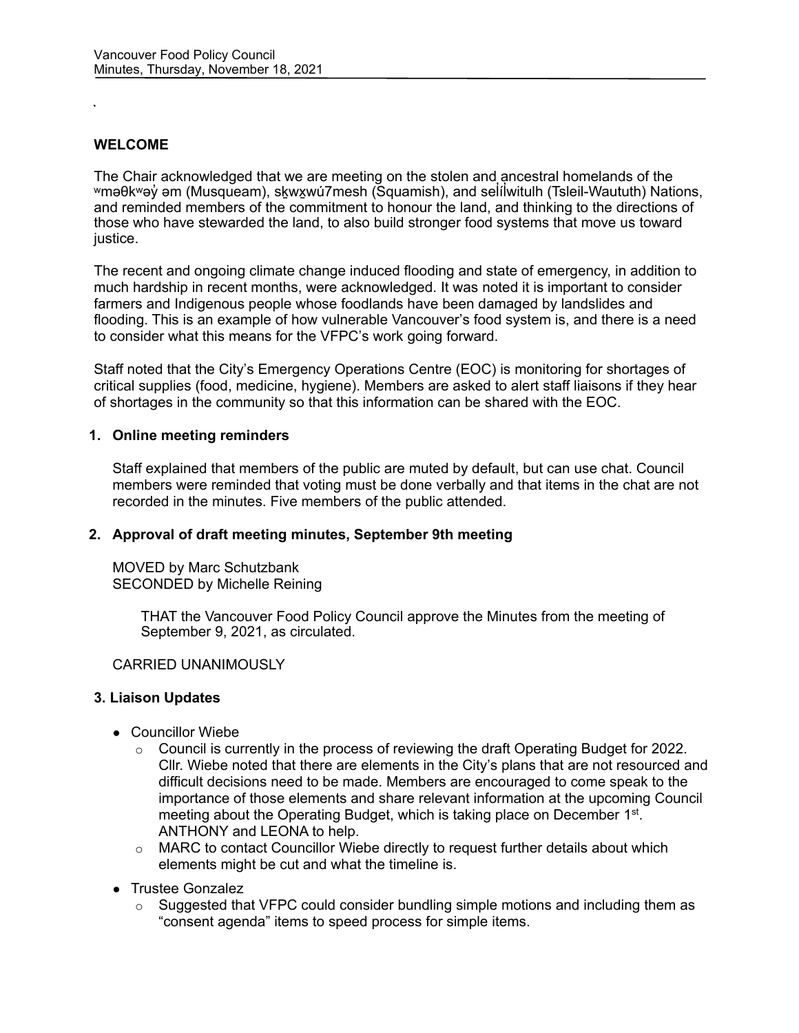## WELCOME

The Chair acknowledged that we are meeting on the stolen and ancestral homelands of the ʷməθkʷəy̓ əm (Musqueam), sḵwx̱wú7mesh (Squamish), and səl̓ílwitulh (Tsleil-Waututh) Nations, and reminded members of the commitment to honour the land, and thinking to the directions of those who have stewarded the land, to also build stronger food systems that move us toward justice.

The recent and ongoing climate change induced flooding and state of emergency, in addition to much hardship in recent months, were acknowledged. It was noted it is important to consider farmers and Indigenous people whose foodlands have been damaged by landslides and flooding. This is an example of how vulnerable Vancouver's food system is, and there is a need to consider what this means for the VFPC's work going forward.

Staff noted that the City's Emergency Operations Centre (EOC) is monitoring for shortages of critical supplies (food, medicine, hygiene). Members are asked to alert staff liaisons if they hear of shortages in the community so that this information can be shared with the EOC.

### 1. Online meeting reminders

Staff explained that members of the public are muted by default, but can use chat. Council members were reminded that voting must be done verbally and that items in the chat are not recorded in the minutes. Five members of the public attended.

### 2. Approval of draft meeting minutes, September 9th meeting

MOVED by Marc Schutzbank
SECONDED by Michelle Reining

> THAT the Vancouver Food Policy Council approve the Minutes from the meeting of September 9, 2021, as circulated.

CARRIED UNANIMOUSLY

### 3. Liaison Updates

- Councillor Wiebe
  - Council is currently in the process of reviewing the draft Operating Budget for 2022. Cllr. Wiebe noted that there are elements in the City's plans that are not resourced and difficult decisions need to be made. Members are encouraged to come speak to the importance of those elements and share relevant information at the upcoming Council meeting about the Operating Budget, which is taking place on December 1st. ANTHONY and LEONA to help.
  - MARC to contact Councillor Wiebe directly to request further details about which elements might be cut and what the timeline is.
- Trustee Gonzalez
  - Suggested that VFPC could consider bundling simple motions and including them as "consent agenda" items to speed process for simple items.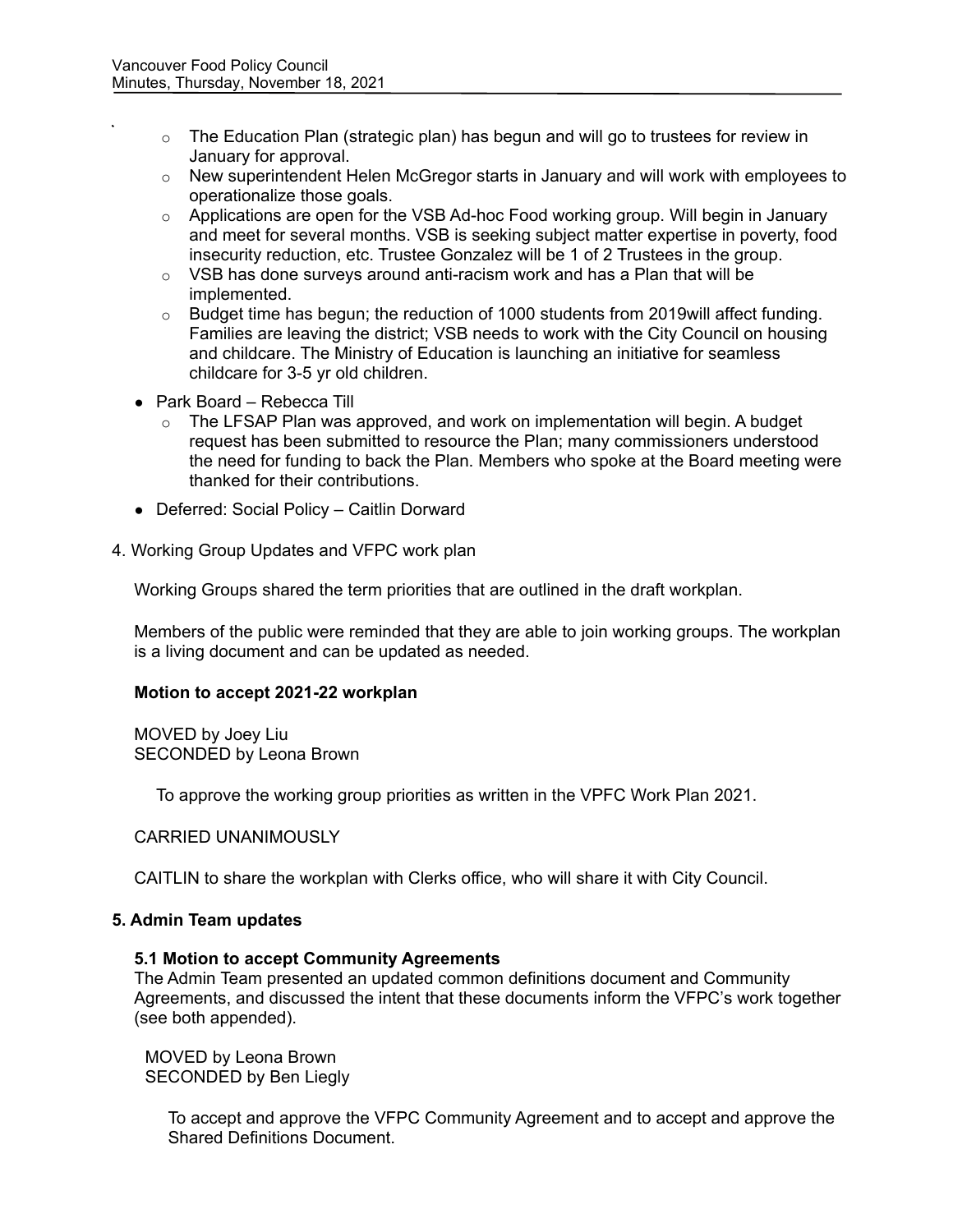- The Education Plan (strategic plan) has begun and will go to trustees for review in January for approval.
- New superintendent Helen McGregor starts in January and will work with employees to operationalize those goals.
- Applications are open for the VSB Ad-hoc Food working group. Will begin in January and meet for several months. VSB is seeking subject matter expertise in poverty, food insecurity reduction, etc. Trustee Gonzalez will be 1 of 2 Trustees in the group.
- VSB has done surveys around anti-racism work and has a Plan that will be implemented.
- Budget time has begun; the reduction of 1000 students from 2019will affect funding. Families are leaving the district; VSB needs to work with the City Council on housing and childcare. The Ministry of Education is launching an initiative for seamless childcare for 3-5 yr old children.

- Park Board – Rebecca Till
  - The LFSAP Plan was approved, and work on implementation will begin. A budget request has been submitted to resource the Plan; many commissioners understood the need for funding to back the Plan. Members who spoke at the Board meeting were thanked for their contributions.
- Deferred: Social Policy – Caitlin Dorward

4. Working Group Updates and VFPC work plan

Working Groups shared the term priorities that are outlined in the draft workplan.

Members of the public were reminded that they are able to join working groups. The workplan is a living document and can be updated as needed.

**Motion to accept 2021-22 workplan**

MOVED by Joey Liu
SECONDED by Leona Brown

To approve the working group priorities as written in the VPFC Work Plan 2021.

CARRIED UNANIMOUSLY

CAITLIN to share the workplan with Clerks office, who will share it with City Council.

## 5. Admin Team updates

### 5.1 Motion to accept Community Agreements

The Admin Team presented an updated common definitions document and Community Agreements, and discussed the intent that these documents inform the VFPC's work together (see both appended).

MOVED by Leona Brown
SECONDED by Ben Liegly

To accept and approve the VFPC Community Agreement and to accept and approve the Shared Definitions Document.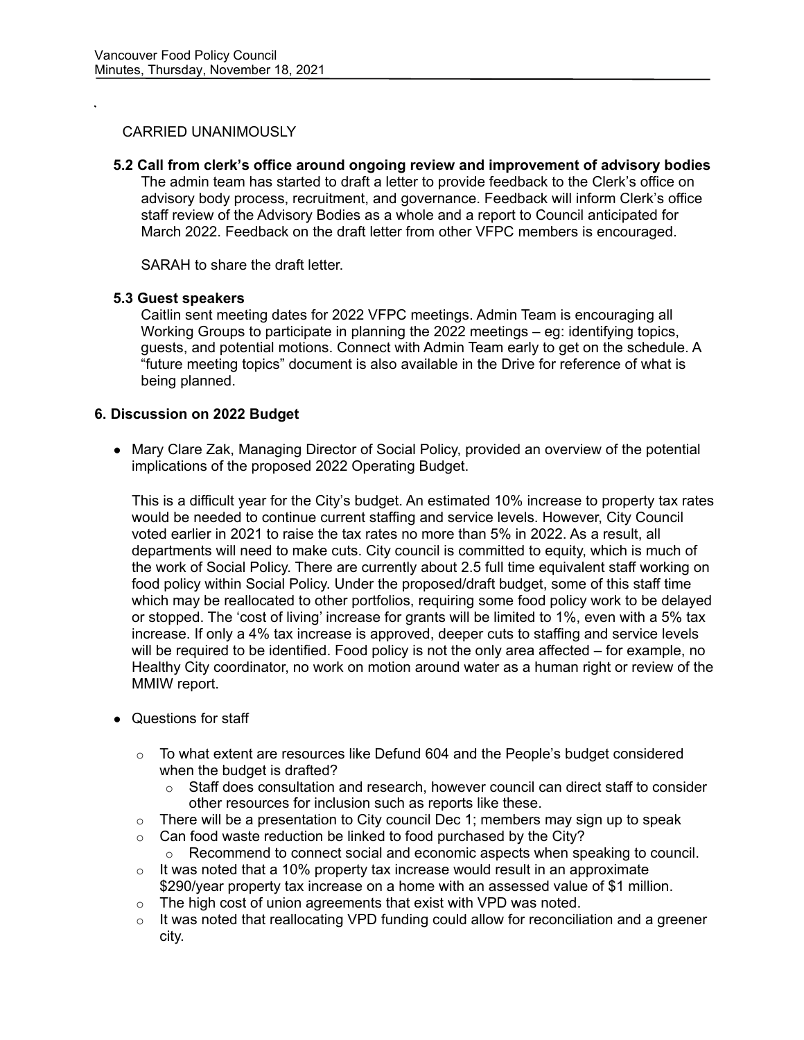CARRIED UNANIMOUSLY

**5.2 Call from clerk's office around ongoing review and improvement of advisory bodies**

The admin team has started to draft a letter to provide feedback to the Clerk's office on advisory body process, recruitment, and governance. Feedback will inform Clerk's office staff review of the Advisory Bodies as a whole and a report to Council anticipated for March 2022. Feedback on the draft letter from other VFPC members is encouraged.

SARAH to share the draft letter.

**5.3 Guest speakers**

Caitlin sent meeting dates for 2022 VFPC meetings. Admin Team is encouraging all Working Groups to participate in planning the 2022 meetings – eg: identifying topics, guests, and potential motions. Connect with Admin Team early to get on the schedule. A "future meeting topics" document is also available in the Drive for reference of what is being planned.

**6. Discussion on 2022 Budget**

- Mary Clare Zak, Managing Director of Social Policy, provided an overview of the potential implications of the proposed 2022 Operating Budget.

  This is a difficult year for the City's budget. An estimated 10% increase to property tax rates would be needed to continue current staffing and service levels. However, City Council voted earlier in 2021 to raise the tax rates no more than 5% in 2022. As a result, all departments will need to make cuts. City council is committed to equity, which is much of the work of Social Policy. There are currently about 2.5 full time equivalent staff working on food policy within Social Policy. Under the proposed/draft budget, some of this staff time which may be reallocated to other portfolios, requiring some food policy work to be delayed or stopped. The 'cost of living' increase for grants will be limited to 1%, even with a 5% tax increase. If only a 4% tax increase is approved, deeper cuts to staffing and service levels will be required to be identified. Food policy is not the only area affected – for example, no Healthy City coordinator, no work on motion around water as a human right or review of the MMIW report.

- Questions for staff
  - To what extent are resources like Defund 604 and the People's budget considered when the budget is drafted?
    - Staff does consultation and research, however council can direct staff to consider other resources for inclusion such as reports like these.
  - There will be a presentation to City council Dec 1; members may sign up to speak
  - Can food waste reduction be linked to food purchased by the City?
    - Recommend to connect social and economic aspects when speaking to council.
  - It was noted that a 10% property tax increase would result in an approximate $290/year property tax increase on a home with an assessed value of $1 million.
  - The high cost of union agreements that exist with VPD was noted.
  - It was noted that reallocating VPD funding could allow for reconciliation and a greener city.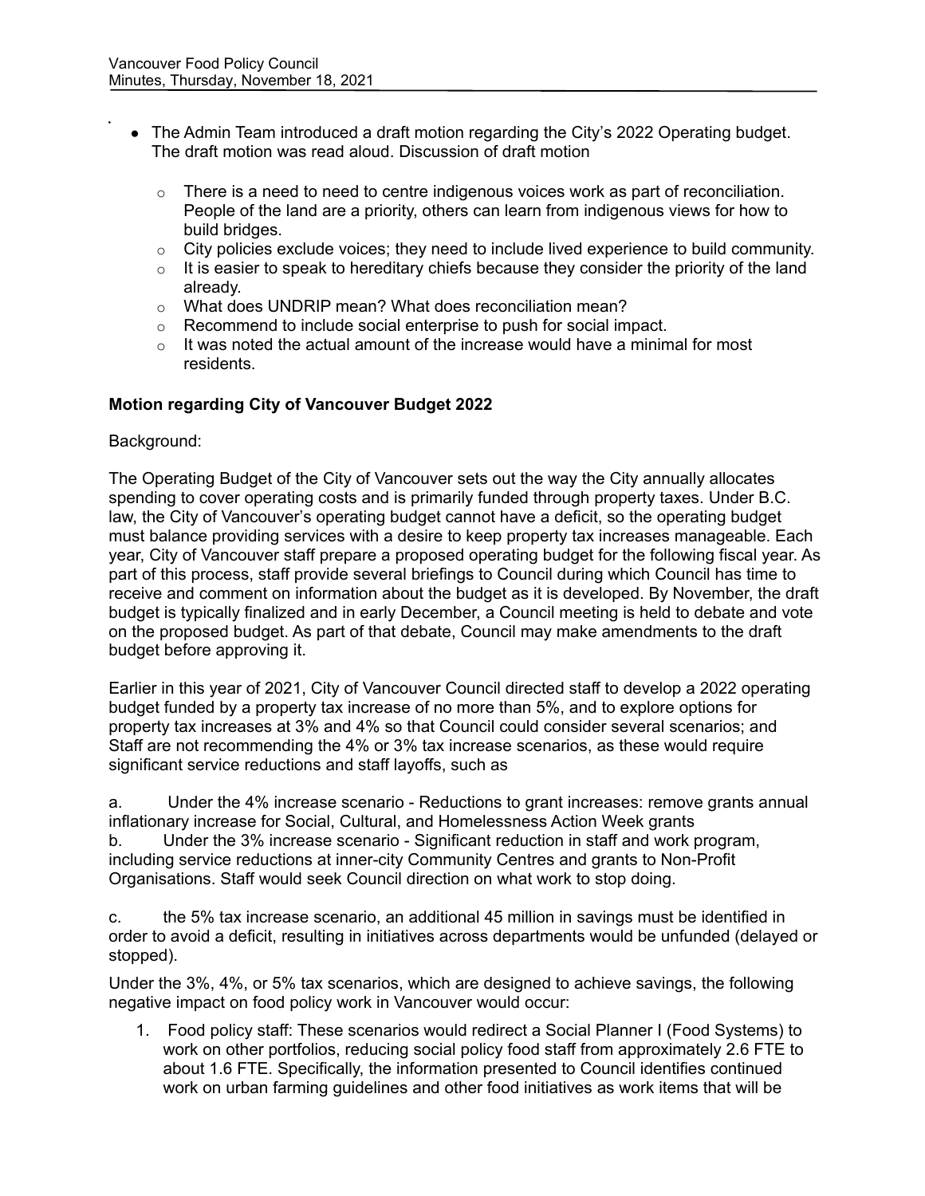- The Admin Team introduced a draft motion regarding the City's 2022 Operating budget. The draft motion was read aloud. Discussion of draft motion
  - There is a need to need to centre indigenous voices work as part of reconciliation. People of the land are a priority, others can learn from indigenous views for how to build bridges.
  - City policies exclude voices; they need to include lived experience to build community.
  - It is easier to speak to hereditary chiefs because they consider the priority of the land already.
  - What does UNDRIP mean? What does reconciliation mean?
  - Recommend to include social enterprise to push for social impact.
  - It was noted the actual amount of the increase would have a minimal for most residents.

**Motion regarding City of Vancouver Budget 2022**

Background:

The Operating Budget of the City of Vancouver sets out the way the City annually allocates spending to cover operating costs and is primarily funded through property taxes. Under B.C. law, the City of Vancouver's operating budget cannot have a deficit, so the operating budget must balance providing services with a desire to keep property tax increases manageable. Each year, City of Vancouver staff prepare a proposed operating budget for the following fiscal year. As part of this process, staff provide several briefings to Council during which Council has time to receive and comment on information about the budget as it is developed. By November, the draft budget is typically finalized and in early December, a Council meeting is held to debate and vote on the proposed budget. As part of that debate, Council may make amendments to the draft budget before approving it.

Earlier in this year of 2021, City of Vancouver Council directed staff to develop a 2022 operating budget funded by a property tax increase of no more than 5%, and to explore options for property tax increases at 3% and 4% so that Council could consider several scenarios; and Staff are not recommending the 4% or 3% tax increase scenarios, as these would require significant service reductions and staff layoffs, such as

a. Under the 4% increase scenario - Reductions to grant increases: remove grants annual inflationary increase for Social, Cultural, and Homelessness Action Week grants
b. Under the 3% increase scenario - Significant reduction in staff and work program, including service reductions at inner-city Community Centres and grants to Non-Profit Organisations. Staff would seek Council direction on what work to stop doing.

c. the 5% tax increase scenario, an additional 45 million in savings must be identified in order to avoid a deficit, resulting in initiatives across departments would be unfunded (delayed or stopped).

Under the 3%, 4%, or 5% tax scenarios, which are designed to achieve savings, the following negative impact on food policy work in Vancouver would occur:

1. Food policy staff: These scenarios would redirect a Social Planner I (Food Systems) to work on other portfolios, reducing social policy food staff from approximately 2.6 FTE to about 1.6 FTE. Specifically, the information presented to Council identifies continued work on urban farming guidelines and other food initiatives as work items that will be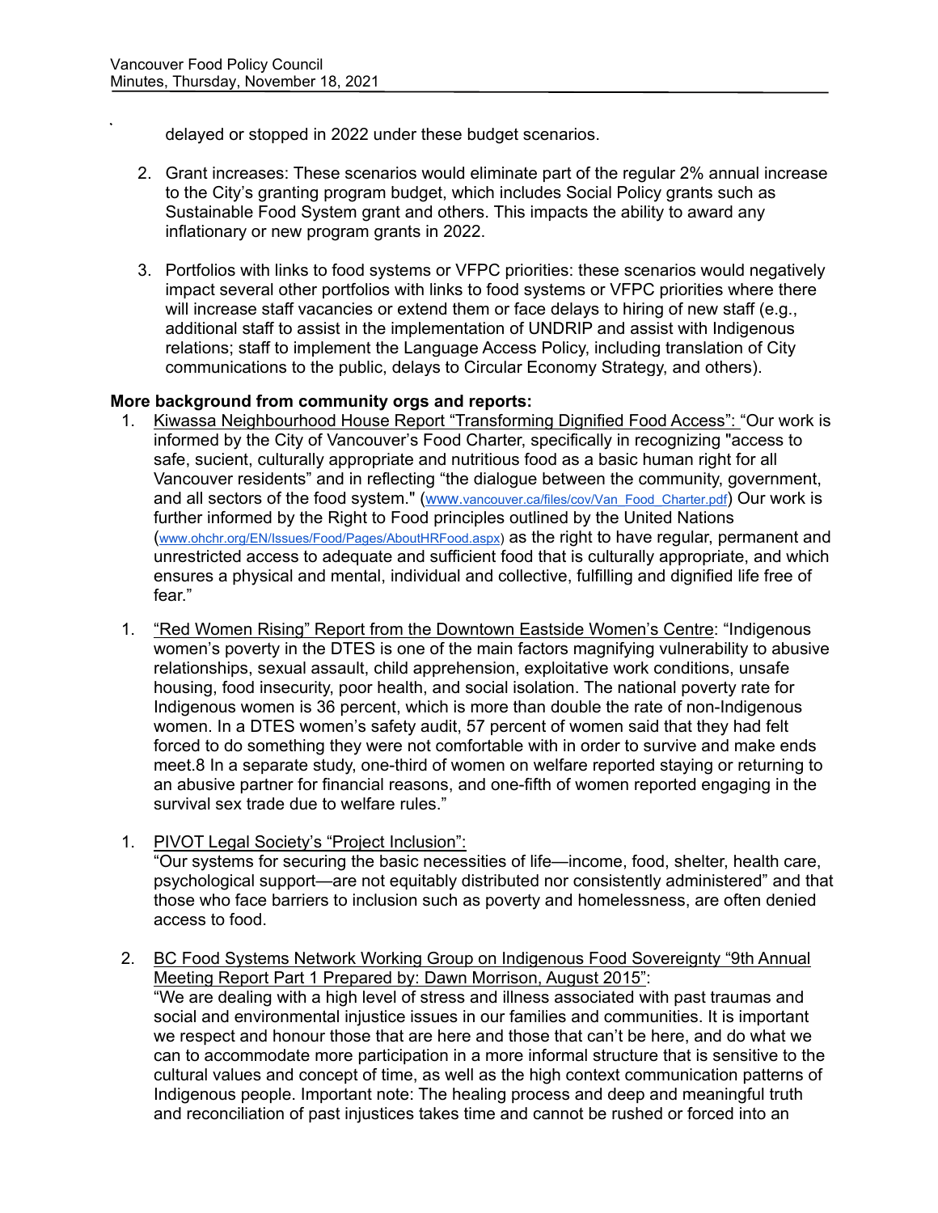delayed or stopped in 2022 under these budget scenarios.

2. Grant increases: These scenarios would eliminate part of the regular 2% annual increase to the City's granting program budget, which includes Social Policy grants such as Sustainable Food System grant and others. This impacts the ability to award any inflationary or new program grants in 2022.

3. Portfolios with links to food systems or VFPC priorities: these scenarios would negatively impact several other portfolios with links to food systems or VFPC priorities where there will increase staff vacancies or extend them or face delays to hiring of new staff (e.g., additional staff to assist in the implementation of UNDRIP and assist with Indigenous relations; staff to implement the Language Access Policy, including translation of City communications to the public, delays to Circular Economy Strategy, and others).

**More background from community orgs and reports:**

1. Kiwassa Neighbourhood House Report "Transforming Dignified Food Access": "Our work is informed by the City of Vancouver's Food Charter, specifically in recognizing "access to safe, sucient, culturally appropriate and nutritious food as a basic human right for all Vancouver residents" and in reflecting "the dialogue between the community, government, and all sectors of the food system." (www.vancouver.ca/files/cov/Van_Food_Charter.pdf) Our work is further informed by the Right to Food principles outlined by the United Nations (www.ohchr.org/EN/Issues/Food/Pages/AboutHRFood.aspx) as the right to have regular, permanent and unrestricted access to adequate and sufficient food that is culturally appropriate, and which ensures a physical and mental, individual and collective, fulfilling and dignified life free of fear."

1. "Red Women Rising" Report from the Downtown Eastside Women's Centre: "Indigenous women's poverty in the DTES is one of the main factors magnifying vulnerability to abusive relationships, sexual assault, child apprehension, exploitative work conditions, unsafe housing, food insecurity, poor health, and social isolation. The national poverty rate for Indigenous women is 36 percent, which is more than double the rate of non-Indigenous women. In a DTES women's safety audit, 57 percent of women said that they had felt forced to do something they were not comfortable with in order to survive and make ends meet.8 In a separate study, one-third of women on welfare reported staying or returning to an abusive partner for financial reasons, and one-fifth of women reported engaging in the survival sex trade due to welfare rules."

1. PIVOT Legal Society's "Project Inclusion":
"Our systems for securing the basic necessities of life—income, food, shelter, health care, psychological support—are not equitably distributed nor consistently administered" and that those who face barriers to inclusion such as poverty and homelessness, are often denied access to food.

2. BC Food Systems Network Working Group on Indigenous Food Sovereignty "9th Annual Meeting Report Part 1 Prepared by: Dawn Morrison, August 2015":
"We are dealing with a high level of stress and illness associated with past traumas and social and environmental injustice issues in our families and communities. It is important we respect and honour those that are here and those that can't be here, and do what we can to accommodate more participation in a more informal structure that is sensitive to the cultural values and concept of time, as well as the high context communication patterns of Indigenous people. Important note: The healing process and deep and meaningful truth and reconciliation of past injustices takes time and cannot be rushed or forced into an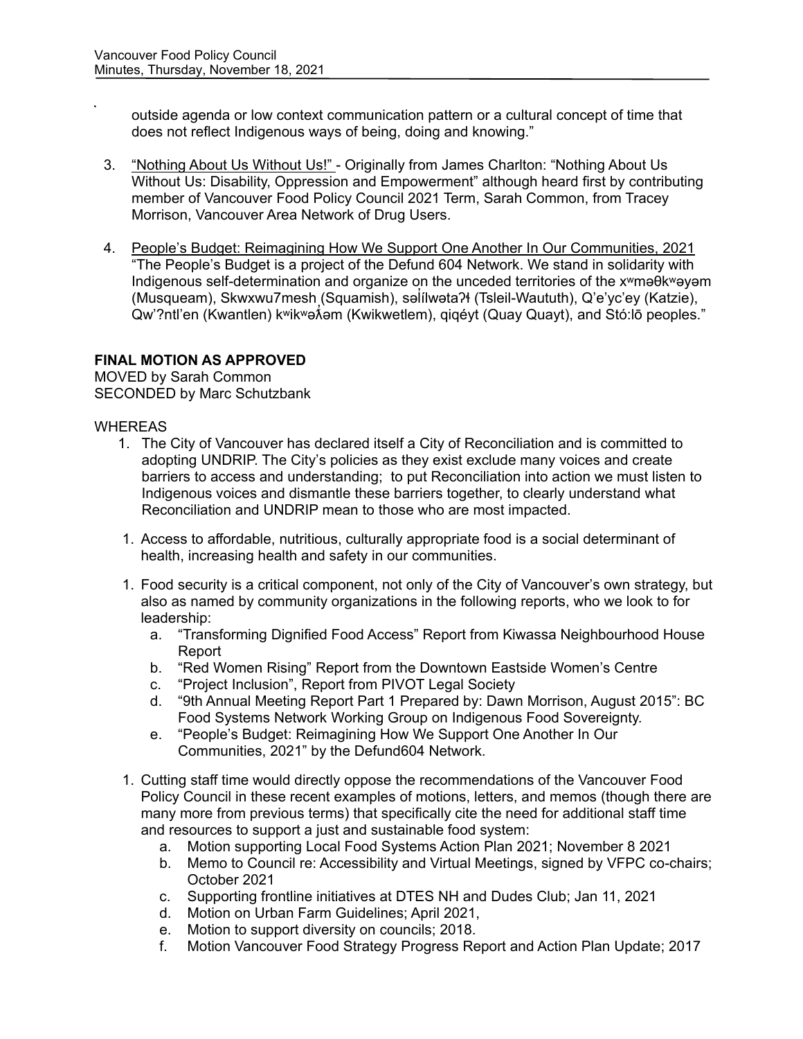outside agenda or low context communication pattern or a cultural concept of time that does not reflect Indigenous ways of being, doing and knowing."

3. "Nothing About Us Without Us!" - Originally from James Charlton: "Nothing About Us Without Us: Disability, Oppression and Empowerment" although heard first by contributing member of Vancouver Food Policy Council 2021 Term, Sarah Common, from Tracey Morrison, Vancouver Area Network of Drug Users.

4. People's Budget: Reimagining How We Support One Another In Our Communities, 2021
"The People's Budget is a project of the Defund 604 Network. We stand in solidarity with Indigenous self-determination and organize on the unceded territories of the xʷməθkʷəyəm (Musqueam), Skwxwu7mesh (Squamish), səl̓ílwətaʔɬ (Tsleil-Waututh), Q'e'yc'ey (Katzie), Qw'?ntl'en (Kwantlen) kʷikʷəƛ̓əm (Kwikwetlem), qiqéyt (Quay Quayt), and Stó:lō peoples."

**FINAL MOTION AS APPROVED**
MOVED by Sarah Common
SECONDED by Marc Schutzbank

WHEREAS

1. The City of Vancouver has declared itself a City of Reconciliation and is committed to adopting UNDRIP. The City's policies as they exist exclude many voices and create barriers to access and understanding; to put Reconciliation into action we must listen to Indigenous voices and dismantle these barriers together, to clearly understand what Reconciliation and UNDRIP mean to those who are most impacted.

1. Access to affordable, nutritious, culturally appropriate food is a social determinant of health, increasing health and safety in our communities.

1. Food security is a critical component, not only of the City of Vancouver's own strategy, but also as named by community organizations in the following reports, who we look to for leadership:
   a. "Transforming Dignified Food Access" Report from Kiwassa Neighbourhood House Report
   b. "Red Women Rising" Report from the Downtown Eastside Women's Centre
   c. "Project Inclusion", Report from PIVOT Legal Society
   d. "9th Annual Meeting Report Part 1 Prepared by: Dawn Morrison, August 2015": BC Food Systems Network Working Group on Indigenous Food Sovereignty.
   e. "People's Budget: Reimagining How We Support One Another In Our Communities, 2021" by the Defund604 Network.

1. Cutting staff time would directly oppose the recommendations of the Vancouver Food Policy Council in these recent examples of motions, letters, and memos (though there are many more from previous terms) that specifically cite the need for additional staff time and resources to support a just and sustainable food system:
   a. Motion supporting Local Food Systems Action Plan 2021; November 8 2021
   b. Memo to Council re: Accessibility and Virtual Meetings, signed by VFPC co-chairs; October 2021
   c. Supporting frontline initiatives at DTES NH and Dudes Club; Jan 11, 2021
   d. Motion on Urban Farm Guidelines; April 2021,
   e. Motion to support diversity on councils; 2018.
   f. Motion Vancouver Food Strategy Progress Report and Action Plan Update; 2017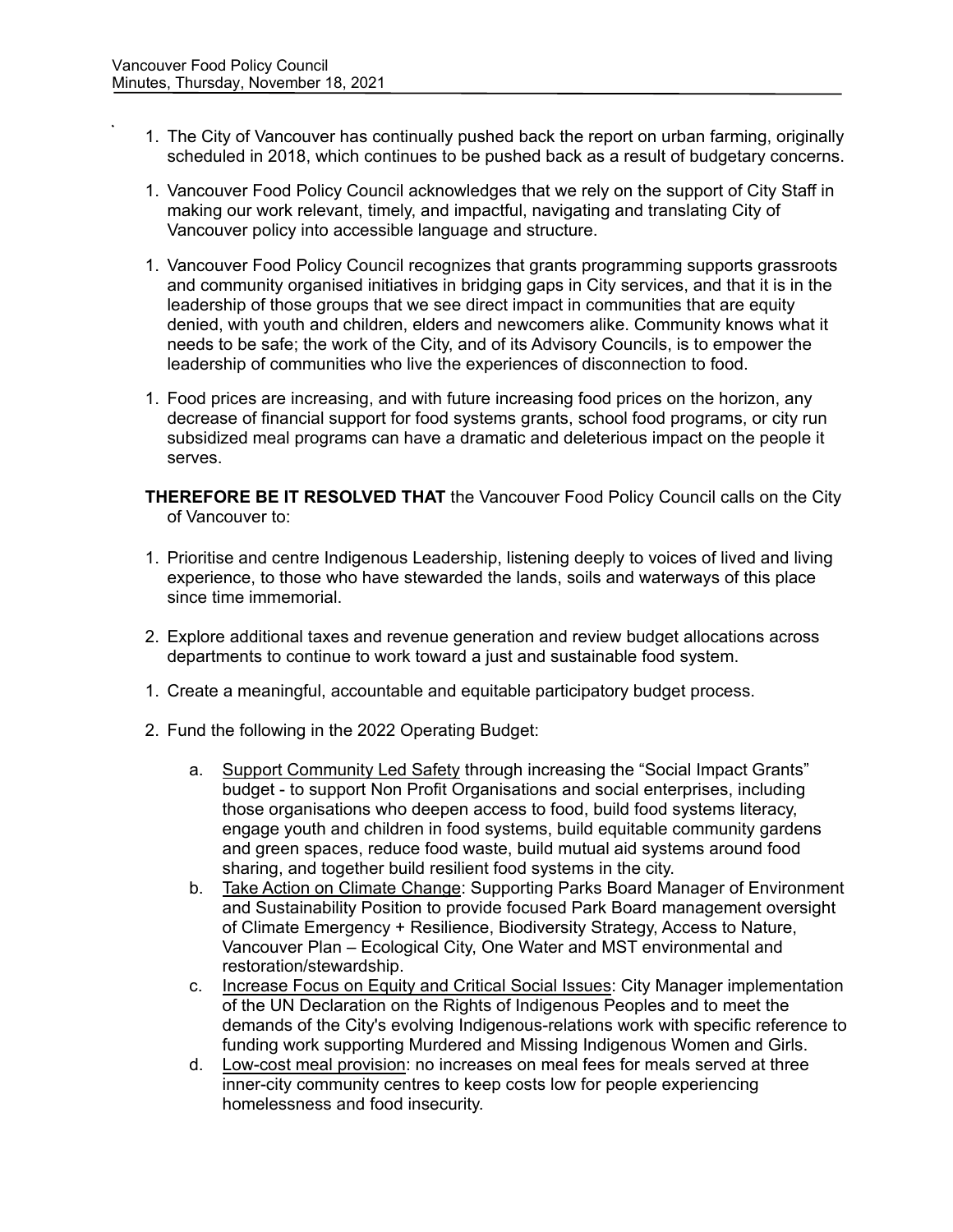1. The City of Vancouver has continually pushed back the report on urban farming, originally scheduled in 2018, which continues to be pushed back as a result of budgetary concerns.

1. Vancouver Food Policy Council acknowledges that we rely on the support of City Staff in making our work relevant, timely, and impactful, navigating and translating City of Vancouver policy into accessible language and structure.

1. Vancouver Food Policy Council recognizes that grants programming supports grassroots and community organised initiatives in bridging gaps in City services, and that it is in the leadership of those groups that we see direct impact in communities that are equity denied, with youth and children, elders and newcomers alike. Community knows what it needs to be safe; the work of the City, and of its Advisory Councils, is to empower the leadership of communities who live the experiences of disconnection to food.

1. Food prices are increasing, and with future increasing food prices on the horizon, any decrease of financial support for food systems grants, school food programs, or city run subsidized meal programs can have a dramatic and deleterious impact on the people it serves.

**THEREFORE BE IT RESOLVED THAT** the Vancouver Food Policy Council calls on the City of Vancouver to:

1. Prioritise and centre Indigenous Leadership, listening deeply to voices of lived and living experience, to those who have stewarded the lands, soils and waterways of this place since time immemorial.

2. Explore additional taxes and revenue generation and review budget allocations across departments to continue to work toward a just and sustainable food system.

1. Create a meaningful, accountable and equitable participatory budget process.

2. Fund the following in the 2022 Operating Budget:

    a. Support Community Led Safety through increasing the "Social Impact Grants" budget - to support Non Profit Organisations and social enterprises, including those organisations who deepen access to food, build food systems literacy, engage youth and children in food systems, build equitable community gardens and green spaces, reduce food waste, build mutual aid systems around food sharing, and together build resilient food systems in the city.

    b. Take Action on Climate Change: Supporting Parks Board Manager of Environment and Sustainability Position to provide focused Park Board management oversight of Climate Emergency + Resilience, Biodiversity Strategy, Access to Nature, Vancouver Plan – Ecological City, One Water and MST environmental and restoration/stewardship.

    c. Increase Focus on Equity and Critical Social Issues: City Manager implementation of the UN Declaration on the Rights of Indigenous Peoples and to meet the demands of the City's evolving Indigenous-relations work with specific reference to funding work supporting Murdered and Missing Indigenous Women and Girls.

    d. Low-cost meal provision: no increases on meal fees for meals served at three inner-city community centres to keep costs low for people experiencing homelessness and food insecurity.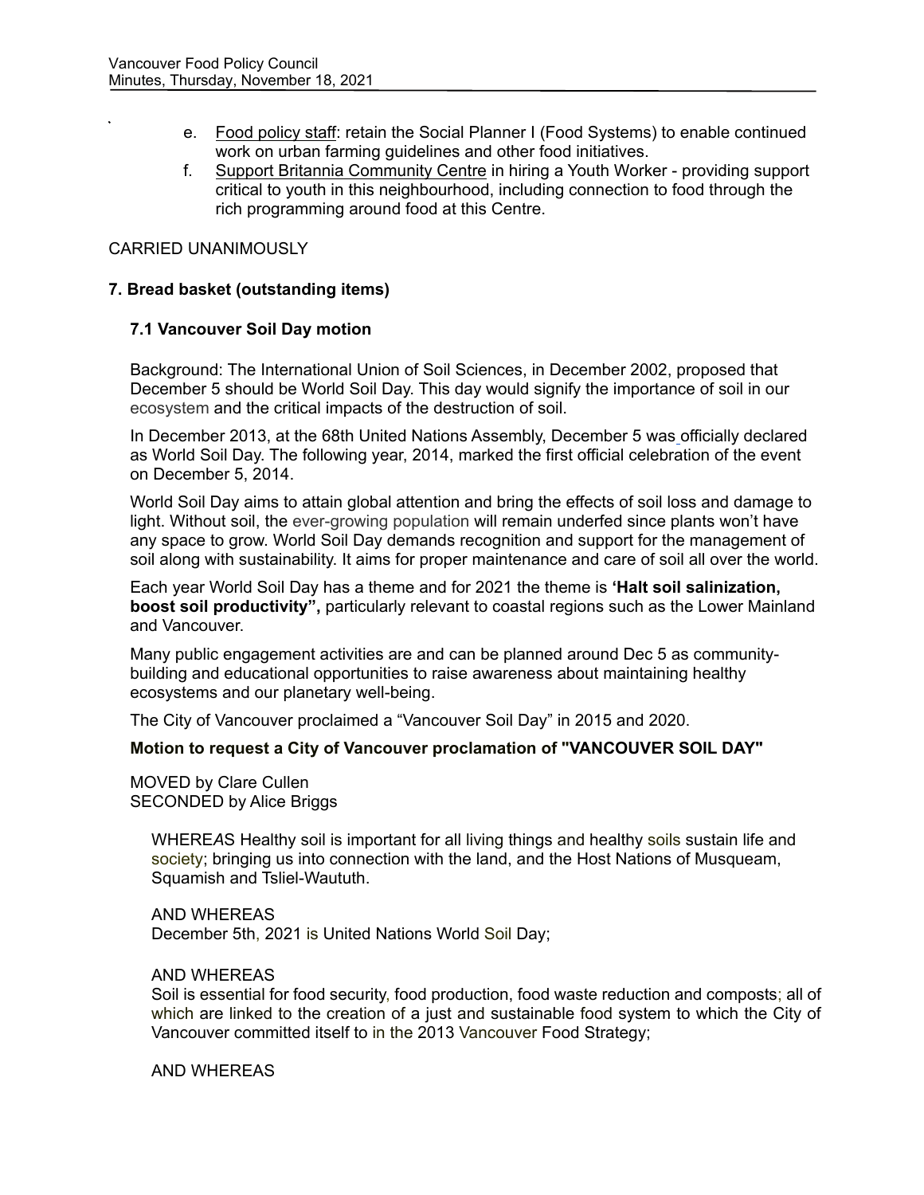e. Food policy staff: retain the Social Planner I (Food Systems) to enable continued work on urban farming guidelines and other food initiatives.

f. Support Britannia Community Centre in hiring a Youth Worker - providing support critical to youth in this neighbourhood, including connection to food through the rich programming around food at this Centre.

CARRIED UNANIMOUSLY

## 7. Bread basket (outstanding items)

### 7.1 Vancouver Soil Day motion

Background: The International Union of Soil Sciences, in December 2002, proposed that December 5 should be World Soil Day. This day would signify the importance of soil in our ecosystem and the critical impacts of the destruction of soil.

In December 2013, at the 68th United Nations Assembly, December 5 was officially declared as World Soil Day. The following year, 2014, marked the first official celebration of the event on December 5, 2014.

World Soil Day aims to attain global attention and bring the effects of soil loss and damage to light. Without soil, the ever-growing population will remain underfed since plants won't have any space to grow. World Soil Day demands recognition and support for the management of soil along with sustainability. It aims for proper maintenance and care of soil all over the world.

Each year World Soil Day has a theme and for 2021 the theme is **'Halt soil salinization, boost soil productivity",** particularly relevant to coastal regions such as the Lower Mainland and Vancouver.

Many public engagement activities are and can be planned around Dec 5 as community-building and educational opportunities to raise awareness about maintaining healthy ecosystems and our planetary well-being.

The City of Vancouver proclaimed a "Vancouver Soil Day" in 2015 and 2020.

**Motion to request a City of Vancouver proclamation of "VANCOUVER SOIL DAY"**

MOVED by Clare Cullen
SECONDED by Alice Briggs

WHEREAS Healthy soil is important for all living things and healthy soils sustain life and society; bringing us into connection with the land, and the Host Nations of Musqueam, Squamish and Tsliel-Waututh.

AND WHEREAS
December 5th, 2021 is United Nations World Soil Day;

AND WHEREAS
Soil is essential for food security, food production, food waste reduction and composts; all of which are linked to the creation of a just and sustainable food system to which the City of Vancouver committed itself to in the 2013 Vancouver Food Strategy;

AND WHEREAS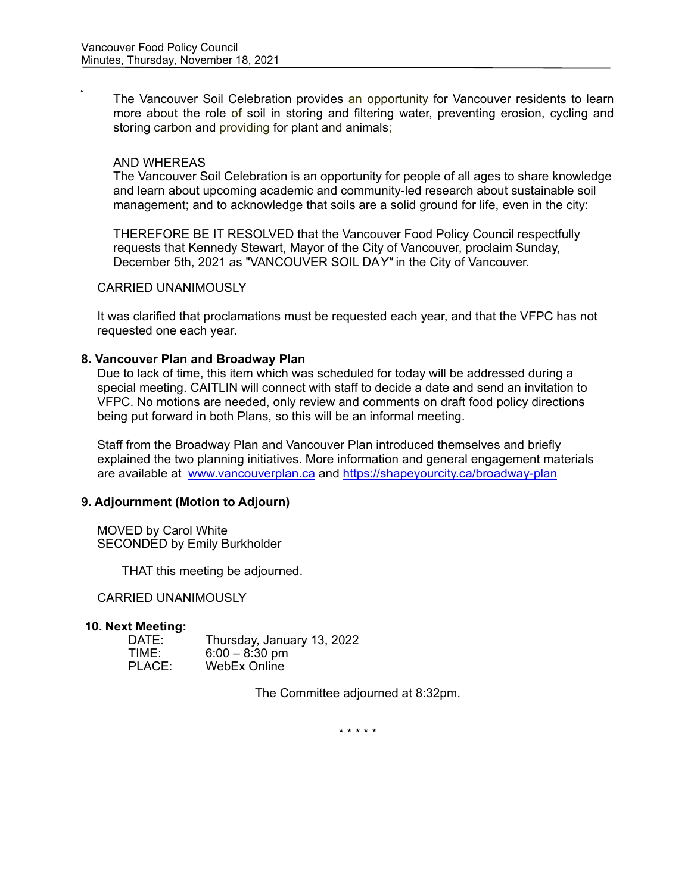The Vancouver Soil Celebration provides an opportunity for Vancouver residents to learn more about the role of soil in storing and filtering water, preventing erosion, cycling and storing carbon and providing for plant and animals;

AND WHEREAS
The Vancouver Soil Celebration is an opportunity for people of all ages to share knowledge and learn about upcoming academic and community-led research about sustainable soil management; and to acknowledge that soils are a solid ground for life, even in the city:

THEREFORE BE IT RESOLVED that the Vancouver Food Policy Council respectfully requests that Kennedy Stewart, Mayor of the City of Vancouver, proclaim Sunday, December 5th, 2021 as "VANCOUVER SOIL DAY" in the City of Vancouver.

CARRIED UNANIMOUSLY

It was clarified that proclamations must be requested each year, and that the VFPC has not requested one each year.

**8. Vancouver Plan and Broadway Plan**

Due to lack of time, this item which was scheduled for today will be addressed during a special meeting. CAITLIN will connect with staff to decide a date and send an invitation to VFPC. No motions are needed, only review and comments on draft food policy directions being put forward in both Plans, so this will be an informal meeting.

Staff from the Broadway Plan and Vancouver Plan introduced themselves and briefly explained the two planning initiatives. More information and general engagement materials are available at [www.vancouverplan.ca](http://www.vancouverplan.ca) and [https://shapeyourcity.ca/broadway-plan](https://shapeyourcity.ca/broadway-plan)

**9. Adjournment (Motion to Adjourn)**

MOVED by Carol White
SECONDED by Emily Burkholder

THAT this meeting be adjourned.

CARRIED UNANIMOUSLY

**10. Next Meeting:**

DATE: Thursday, January 13, 2022
TIME: 6:00 – 8:30 pm
PLACE: WebEx Online

The Committee adjourned at 8:32pm.

\* \* \* \* \*